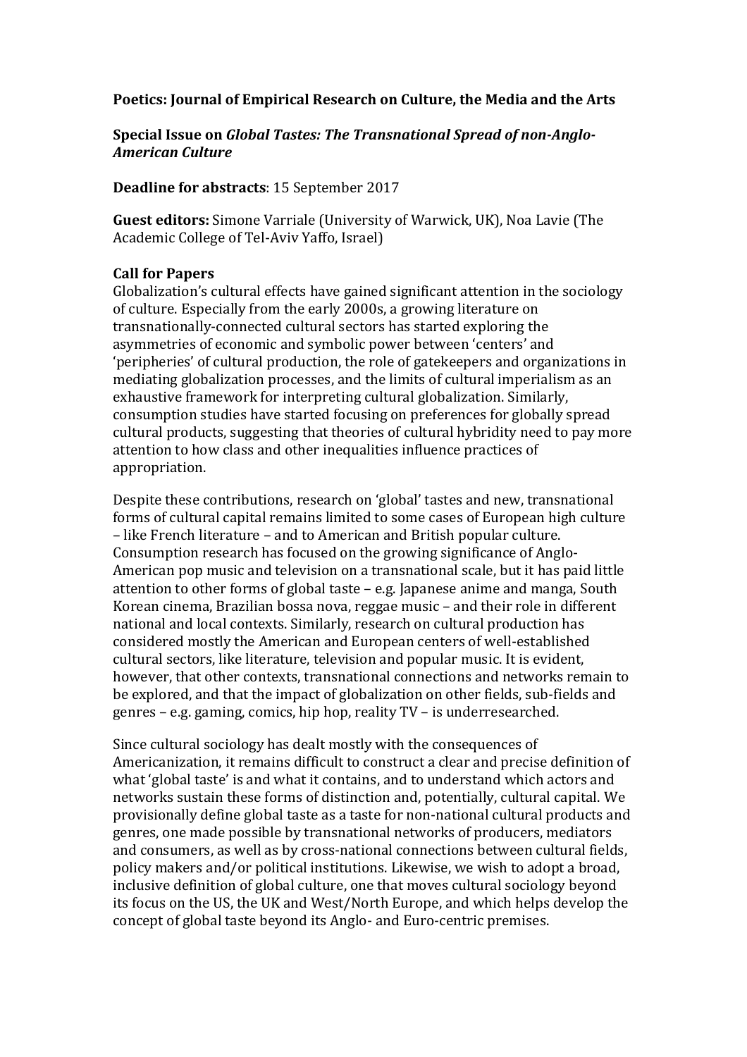**Poetics: Journal of Empirical Research on Culture, the Media and the Arts**

**Special Issue on *Global Tastes: The Transnational Spread of non-Anglo-American Culture***

**Deadline for abstracts**: 15 September 2017

**Guest editors:** Simone Varriale (University of Warwick, UK), Noa Lavie (The Academic College of Tel-Aviv Yaffo, Israel)

**Call for Papers**

Globalization's cultural effects have gained significant attention in the sociology of culture. Especially from the early 2000s, a growing literature on transnationally-connected cultural sectors has started exploring the asymmetries of economic and symbolic power between 'centers' and 'peripheries' of cultural production, the role of gatekeepers and organizations in mediating globalization processes, and the limits of cultural imperialism as an exhaustive framework for interpreting cultural globalization. Similarly, consumption studies have started focusing on preferences for globally spread cultural products, suggesting that theories of cultural hybridity need to pay more attention to how class and other inequalities influence practices of appropriation.

Despite these contributions, research on 'global' tastes and new, transnational forms of cultural capital remains limited to some cases of European high culture – like French literature – and to American and British popular culture. Consumption research has focused on the growing significance of Anglo-American pop music and television on a transnational scale, but it has paid little attention to other forms of global taste – e.g. Japanese anime and manga, South Korean cinema, Brazilian bossa nova, reggae music – and their role in different national and local contexts. Similarly, research on cultural production has considered mostly the American and European centers of well-established cultural sectors, like literature, television and popular music. It is evident, however, that other contexts, transnational connections and networks remain to be explored, and that the impact of globalization on other fields, sub-fields and genres – e.g. gaming, comics, hip hop, reality TV – is underresearched.

Since cultural sociology has dealt mostly with the consequences of Americanization, it remains difficult to construct a clear and precise definition of what 'global taste' is and what it contains, and to understand which actors and networks sustain these forms of distinction and, potentially, cultural capital. We provisionally define global taste as a taste for non-national cultural products and genres, one made possible by transnational networks of producers, mediators and consumers, as well as by cross-national connections between cultural fields, policy makers and/or political institutions. Likewise, we wish to adopt a broad, inclusive definition of global culture, one that moves cultural sociology beyond its focus on the US, the UK and West/North Europe, and which helps develop the concept of global taste beyond its Anglo- and Euro-centric premises.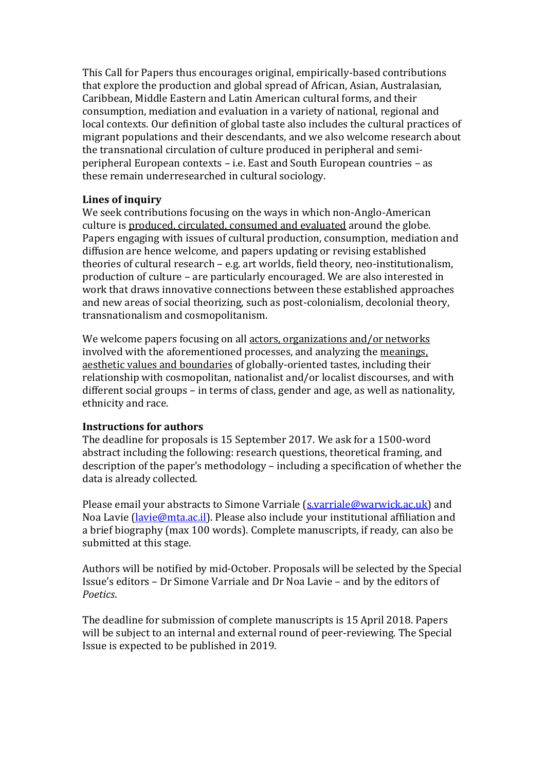This Call for Papers thus encourages original, empirically-based contributions that explore the production and global spread of African, Asian, Australasian, Caribbean, Middle Eastern and Latin American cultural forms, and their consumption, mediation and evaluation in a variety of national, regional and local contexts. Our definition of global taste also includes the cultural practices of migrant populations and their descendants, and we also welcome research about the transnational circulation of culture produced in peripheral and semi-peripheral European contexts – i.e. East and South European countries – as these remain underresearched in cultural sociology.

**Lines of inquiry**

We seek contributions focusing on the ways in which non-Anglo-American culture is <u>produced, circulated, consumed and evaluated</u> around the globe. Papers engaging with issues of cultural production, consumption, mediation and diffusion are hence welcome, and papers updating or revising established theories of cultural research – e.g. art worlds, field theory, neo-institutionalism, production of culture – are particularly encouraged. We are also interested in work that draws innovative connections between these established approaches and new areas of social theorizing, such as post-colonialism, decolonial theory, transnationalism and cosmopolitanism.

We welcome papers focusing on all <u>actors, organizations and/or networks</u> involved with the aforementioned processes, and analyzing the <u>meanings, aesthetic values and boundaries</u> of globally-oriented tastes, including their relationship with cosmopolitan, nationalist and/or localist discourses, and with different social groups – in terms of class, gender and age, as well as nationality, ethnicity and race.

**Instructions for authors**

The deadline for proposals is 15 September 2017. We ask for a 1500-word abstract including the following: research questions, theoretical framing, and description of the paper's methodology – including a specification of whether the data is already collected.

Please email your abstracts to Simone Varriale (s.varriale@warwick.ac.uk) and Noa Lavie (lavie@mta.ac.il). Please also include your institutional affiliation and a brief biography (max 100 words). Complete manuscripts, if ready, can also be submitted at this stage.

Authors will be notified by mid-October. Proposals will be selected by the Special Issue's editors – Dr Simone Varriale and Dr Noa Lavie – and by the editors of *Poetics*.

The deadline for submission of complete manuscripts is 15 April 2018. Papers will be subject to an internal and external round of peer-reviewing. The Special Issue is expected to be published in 2019.